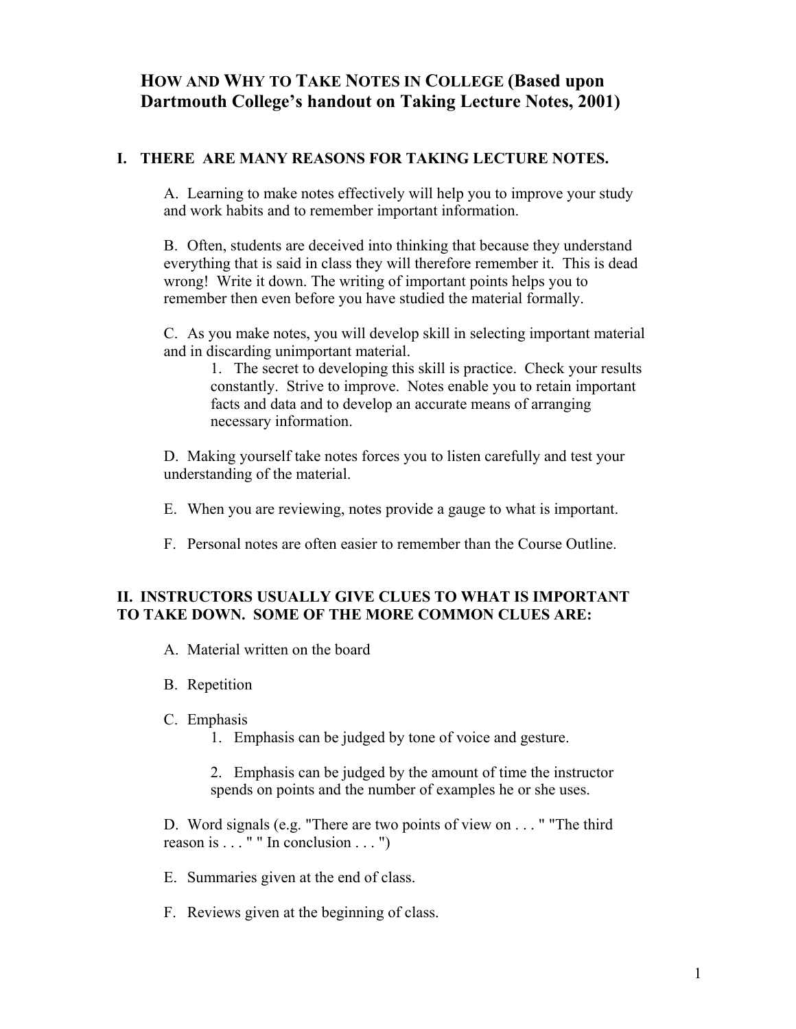# HOW AND WHY TO TAKE NOTES IN COLLEGE (Based upon Dartmouth College's handout on Taking Lecture Notes, 2001)

## I. THERE ARE MANY REASONS FOR TAKING LECTURE NOTES.

A. Learning to make notes effectively will help you to improve your study and work habits and to remember important information.

B. Often, students are deceived into thinking that because they understand everything that is said in class they will therefore remember it. This is dead wrong! Write it down. The writing of important points helps you to remember then even before you have studied the material formally.

C. As you make notes, you will develop skill in selecting important material and in discarding unimportant material.

1. The secret to developing this skill is practice. Check your results constantly. Strive to improve. Notes enable you to retain important facts and data and to develop an accurate means of arranging necessary information.

D. Making yourself take notes forces you to listen carefully and test your understanding of the material.

E. When you are reviewing, notes provide a gauge to what is important.

F. Personal notes are often easier to remember than the Course Outline.

## II. INSTRUCTORS USUALLY GIVE CLUES TO WHAT IS IMPORTANT TO TAKE DOWN. SOME OF THE MORE COMMON CLUES ARE:

A. Material written on the board

B. Repetition

C. Emphasis

1. Emphasis can be judged by tone of voice and gesture.

2. Emphasis can be judged by the amount of time the instructor spends on points and the number of examples he or she uses.

D. Word signals (e.g. "There are two points of view on . . . " "The third reason is . . . " " In conclusion . . . ")

E. Summaries given at the end of class.

F. Reviews given at the beginning of class.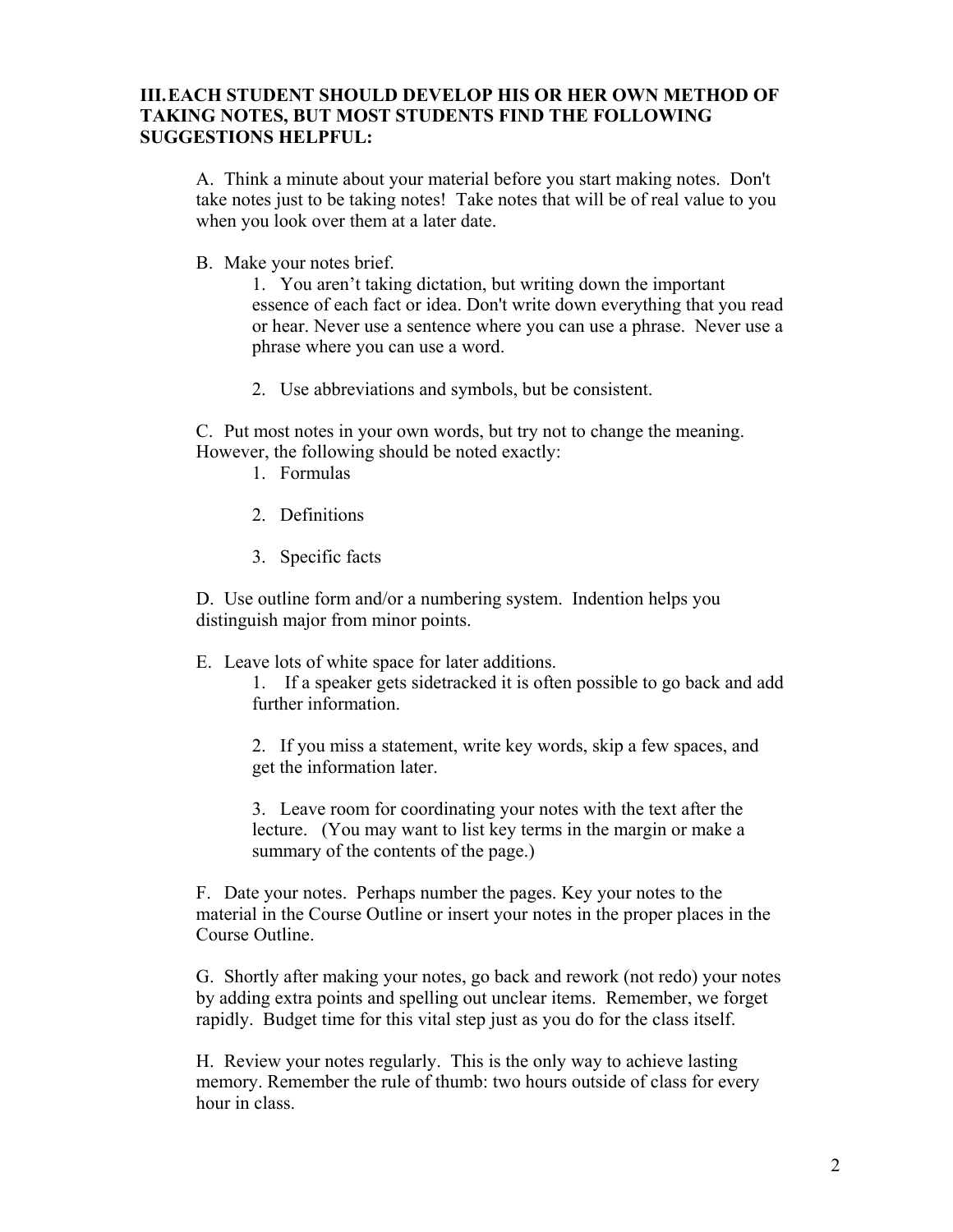**III. EACH STUDENT SHOULD DEVELOP HIS OR HER OWN METHOD OF TAKING NOTES, BUT MOST STUDENTS FIND THE FOLLOWING SUGGESTIONS HELPFUL:**

A. Think a minute about your material before you start making notes. Don't take notes just to be taking notes! Take notes that will be of real value to you when you look over them at a later date.

B. Make your notes brief.

1. You aren't taking dictation, but writing down the important essence of each fact or idea. Don't write down everything that you read or hear. Never use a sentence where you can use a phrase. Never use a phrase where you can use a word.

2. Use abbreviations and symbols, but be consistent.

C. Put most notes in your own words, but try not to change the meaning. However, the following should be noted exactly:

1. Formulas

2. Definitions

3. Specific facts

D. Use outline form and/or a numbering system. Indention helps you distinguish major from minor points.

E. Leave lots of white space for later additions.

1. If a speaker gets sidetracked it is often possible to go back and add further information.

2. If you miss a statement, write key words, skip a few spaces, and get the information later.

3. Leave room for coordinating your notes with the text after the lecture. (You may want to list key terms in the margin or make a summary of the contents of the page.)

F. Date your notes. Perhaps number the pages. Key your notes to the material in the Course Outline or insert your notes in the proper places in the Course Outline.

G. Shortly after making your notes, go back and rework (not redo) your notes by adding extra points and spelling out unclear items. Remember, we forget rapidly. Budget time for this vital step just as you do for the class itself.

H. Review your notes regularly. This is the only way to achieve lasting memory. Remember the rule of thumb: two hours outside of class for every hour in class.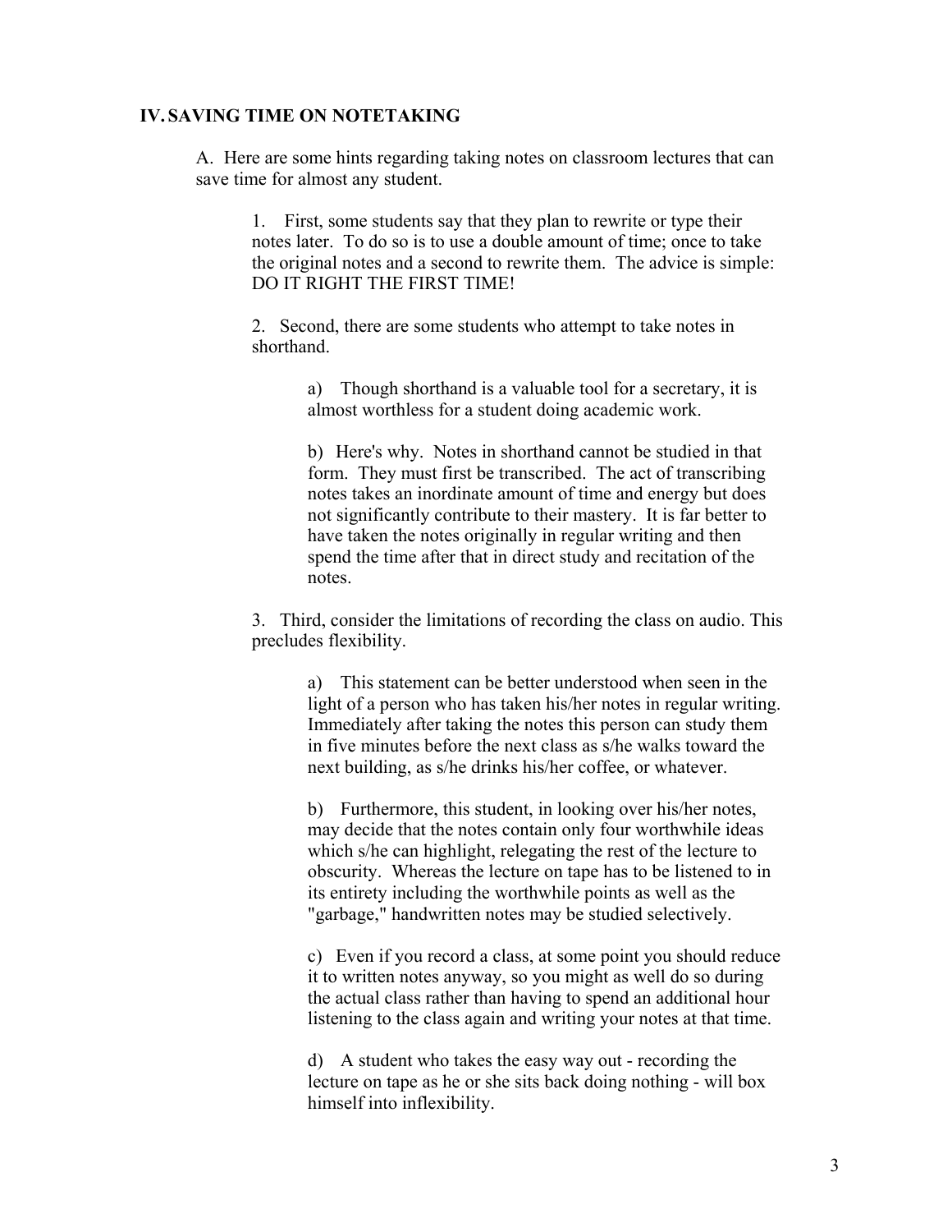## IV. SAVING TIME ON NOTETAKING

A. Here are some hints regarding taking notes on classroom lectures that can save time for almost any student.

1. First, some students say that they plan to rewrite or type their notes later. To do so is to use a double amount of time; once to take the original notes and a second to rewrite them. The advice is simple: DO IT RIGHT THE FIRST TIME!

2. Second, there are some students who attempt to take notes in shorthand.

   a) Though shorthand is a valuable tool for a secretary, it is almost worthless for a student doing academic work.

   b) Here's why. Notes in shorthand cannot be studied in that form. They must first be transcribed. The act of transcribing notes takes an inordinate amount of time and energy but does not significantly contribute to their mastery. It is far better to have taken the notes originally in regular writing and then spend the time after that in direct study and recitation of the notes.

3. Third, consider the limitations of recording the class on audio. This precludes flexibility.

   a) This statement can be better understood when seen in the light of a person who has taken his/her notes in regular writing. Immediately after taking the notes this person can study them in five minutes before the next class as s/he walks toward the next building, as s/he drinks his/her coffee, or whatever.

   b) Furthermore, this student, in looking over his/her notes, may decide that the notes contain only four worthwhile ideas which s/he can highlight, relegating the rest of the lecture to obscurity. Whereas the lecture on tape has to be listened to in its entirety including the worthwhile points as well as the "garbage," handwritten notes may be studied selectively.

   c) Even if you record a class, at some point you should reduce it to written notes anyway, so you might as well do so during the actual class rather than having to spend an additional hour listening to the class again and writing your notes at that time.

   d) A student who takes the easy way out - recording the lecture on tape as he or she sits back doing nothing - will box himself into inflexibility.